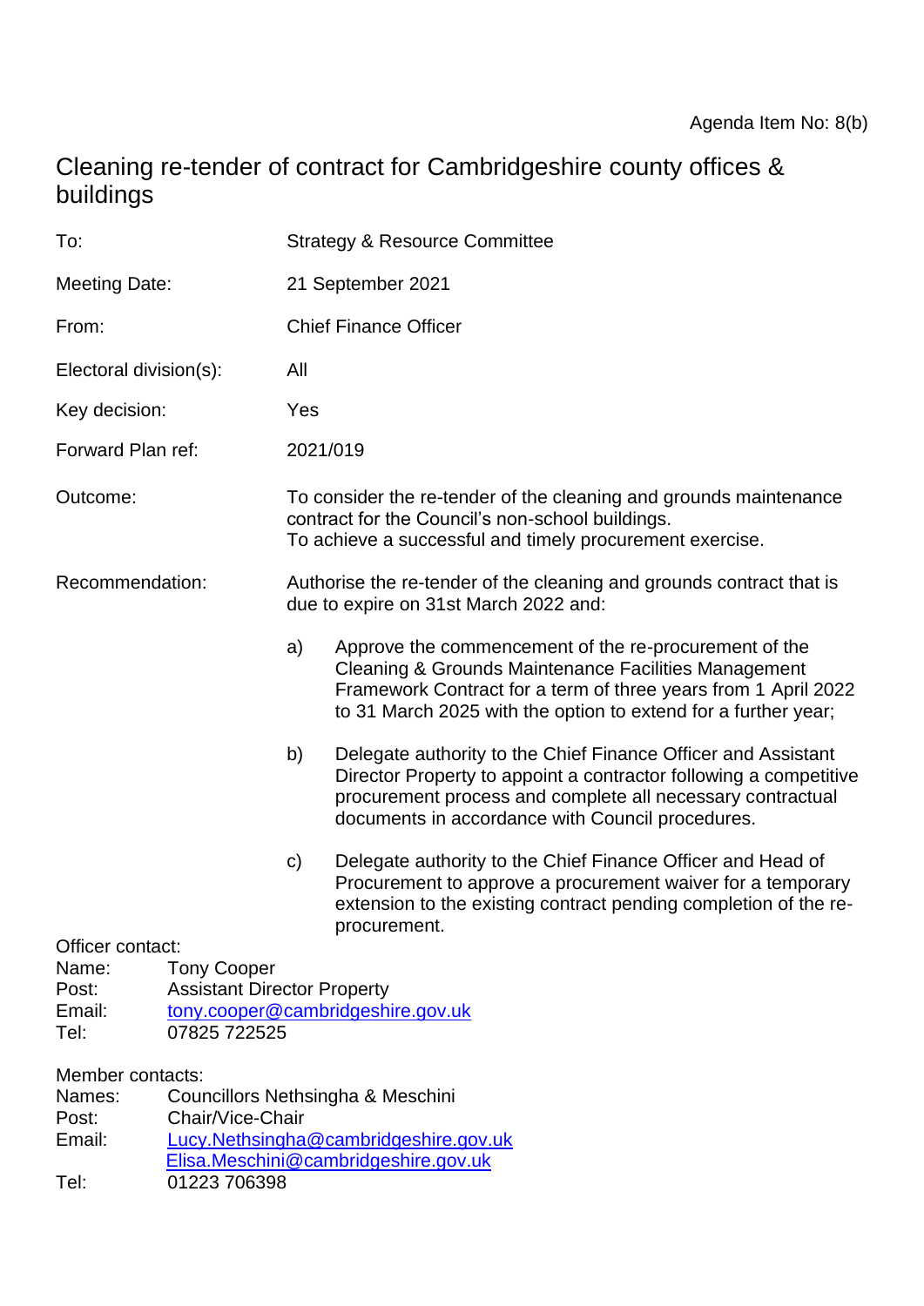Agenda Item No: 8(b)

# Cleaning re-tender of contract for Cambridgeshire county offices & buildings

To: Strategy & Resource Committee

Meeting Date: 21 September 2021

From: Chief Finance Officer

Electoral division(s): All

Key decision: Yes

Forward Plan ref: 2021/019

Outcome: To consider the re-tender of the cleaning and grounds maintenance contract for the Council's non-school buildings.
To achieve a successful and timely procurement exercise.

Recommendation: Authorise the re-tender of the cleaning and grounds contract that is due to expire on 31st March 2022 and:

a) Approve the commencement of the re-procurement of the Cleaning & Grounds Maintenance Facilities Management Framework Contract for a term of three years from 1 April 2022 to 31 March 2025 with the option to extend for a further year;

b) Delegate authority to the Chief Finance Officer and Assistant Director Property to appoint a contractor following a competitive procurement process and complete all necessary contractual documents in accordance with Council procedures.

c) Delegate authority to the Chief Finance Officer and Head of Procurement to approve a procurement waiver for a temporary extension to the existing contract pending completion of the re-procurement.

Officer contact:
Name: Tony Cooper
Post: Assistant Director Property
Email: tony.cooper@cambridgeshire.gov.uk
Tel: 07825 722525

Member contacts:
Names: Councillors Nethsingha & Meschini
Post: Chair/Vice-Chair
Email: Lucy.Nethsingha@cambridgeshire.gov.uk
Elisa.Meschini@cambridgeshire.gov.uk
Tel: 01223 706398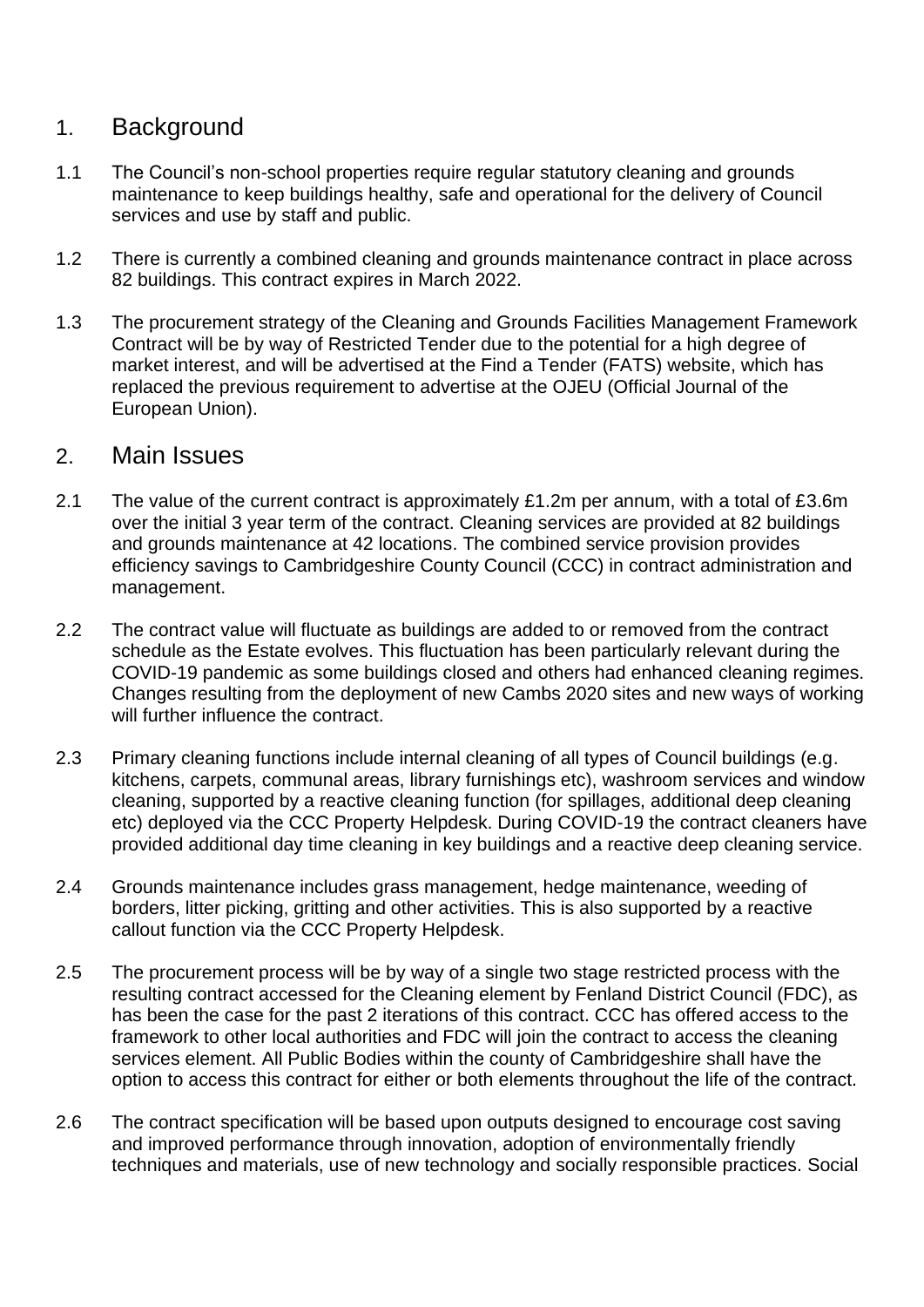## 1. Background

1.1 The Council's non-school properties require regular statutory cleaning and grounds maintenance to keep buildings healthy, safe and operational for the delivery of Council services and use by staff and public.

1.2 There is currently a combined cleaning and grounds maintenance contract in place across 82 buildings. This contract expires in March 2022.

1.3 The procurement strategy of the Cleaning and Grounds Facilities Management Framework Contract will be by way of Restricted Tender due to the potential for a high degree of market interest, and will be advertised at the Find a Tender (FATS) website, which has replaced the previous requirement to advertise at the OJEU (Official Journal of the European Union).

## 2. Main Issues

2.1 The value of the current contract is approximately £1.2m per annum, with a total of £3.6m over the initial 3 year term of the contract. Cleaning services are provided at 82 buildings and grounds maintenance at 42 locations. The combined service provision provides efficiency savings to Cambridgeshire County Council (CCC) in contract administration and management.

2.2 The contract value will fluctuate as buildings are added to or removed from the contract schedule as the Estate evolves. This fluctuation has been particularly relevant during the COVID-19 pandemic as some buildings closed and others had enhanced cleaning regimes. Changes resulting from the deployment of new Cambs 2020 sites and new ways of working will further influence the contract.

2.3 Primary cleaning functions include internal cleaning of all types of Council buildings (e.g. kitchens, carpets, communal areas, library furnishings etc), washroom services and window cleaning, supported by a reactive cleaning function (for spillages, additional deep cleaning etc) deployed via the CCC Property Helpdesk. During COVID-19 the contract cleaners have provided additional day time cleaning in key buildings and a reactive deep cleaning service.

2.4 Grounds maintenance includes grass management, hedge maintenance, weeding of borders, litter picking, gritting and other activities. This is also supported by a reactive callout function via the CCC Property Helpdesk.

2.5 The procurement process will be by way of a single two stage restricted process with the resulting contract accessed for the Cleaning element by Fenland District Council (FDC), as has been the case for the past 2 iterations of this contract. CCC has offered access to the framework to other local authorities and FDC will join the contract to access the cleaning services element. All Public Bodies within the county of Cambridgeshire shall have the option to access this contract for either or both elements throughout the life of the contract.

2.6 The contract specification will be based upon outputs designed to encourage cost saving and improved performance through innovation, adoption of environmentally friendly techniques and materials, use of new technology and socially responsible practices. Social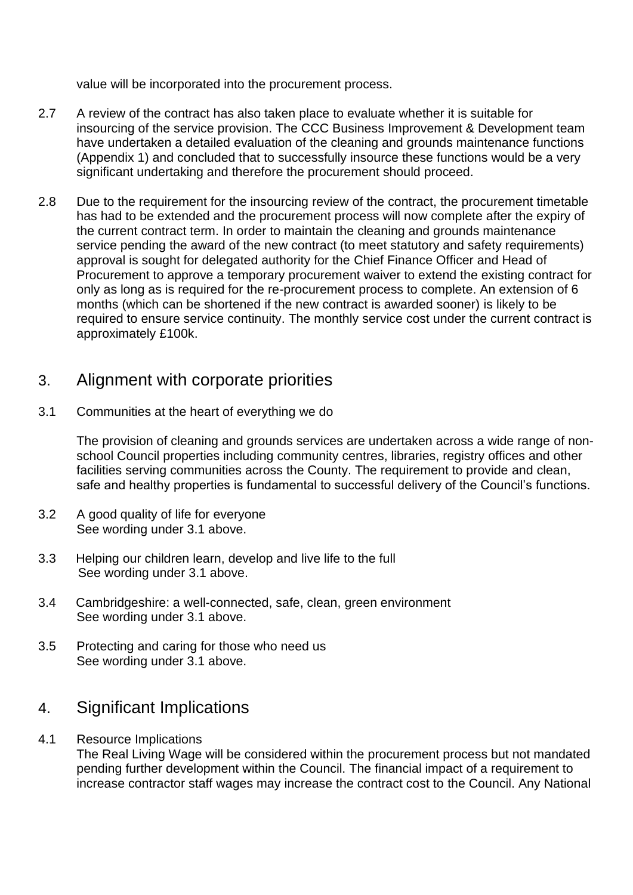value will be incorporated into the procurement process.

2.7 A review of the contract has also taken place to evaluate whether it is suitable for insourcing of the service provision. The CCC Business Improvement & Development team have undertaken a detailed evaluation of the cleaning and grounds maintenance functions (Appendix 1) and concluded that to successfully insource these functions would be a very significant undertaking and therefore the procurement should proceed.

2.8 Due to the requirement for the insourcing review of the contract, the procurement timetable has had to be extended and the procurement process will now complete after the expiry of the current contract term. In order to maintain the cleaning and grounds maintenance service pending the award of the new contract (to meet statutory and safety requirements) approval is sought for delegated authority for the Chief Finance Officer and Head of Procurement to approve a temporary procurement waiver to extend the existing contract for only as long as is required for the re-procurement process to complete. An extension of 6 months (which can be shortened if the new contract is awarded sooner) is likely to be required to ensure service continuity. The monthly service cost under the current contract is approximately £100k.

## 3. Alignment with corporate priorities

3.1 Communities at the heart of everything we do

The provision of cleaning and grounds services are undertaken across a wide range of non-school Council properties including community centres, libraries, registry offices and other facilities serving communities across the County. The requirement to provide and clean, safe and healthy properties is fundamental to successful delivery of the Council's functions.

3.2 A good quality of life for everyone
See wording under 3.1 above.

3.3 Helping our children learn, develop and live life to the full
See wording under 3.1 above.

3.4 Cambridgeshire: a well-connected, safe, clean, green environment
See wording under 3.1 above.

3.5 Protecting and caring for those who need us
See wording under 3.1 above.

## 4. Significant Implications

4.1 Resource Implications
The Real Living Wage will be considered within the procurement process but not mandated pending further development within the Council. The financial impact of a requirement to increase contractor staff wages may increase the contract cost to the Council. Any National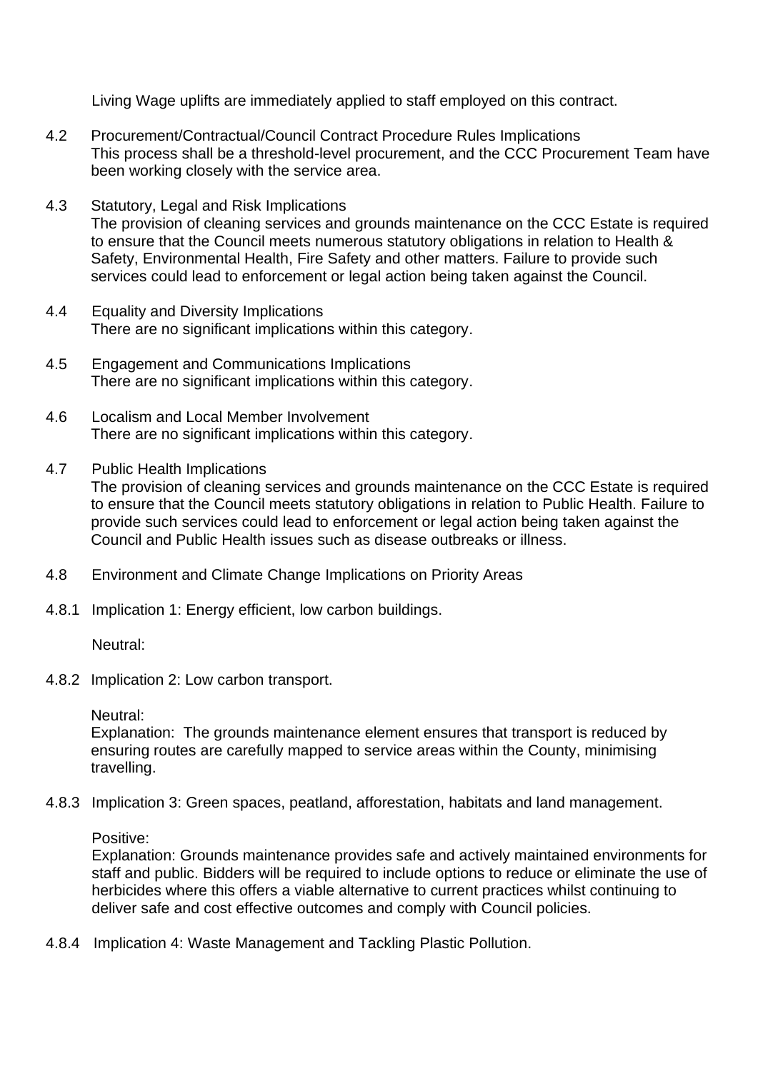Living Wage uplifts are immediately applied to staff employed on this contract.

4.2 Procurement/Contractual/Council Contract Procedure Rules Implications
This process shall be a threshold-level procurement, and the CCC Procurement Team have been working closely with the service area.

4.3 Statutory, Legal and Risk Implications
The provision of cleaning services and grounds maintenance on the CCC Estate is required to ensure that the Council meets numerous statutory obligations in relation to Health & Safety, Environmental Health, Fire Safety and other matters. Failure to provide such services could lead to enforcement or legal action being taken against the Council.

4.4 Equality and Diversity Implications
There are no significant implications within this category.

4.5 Engagement and Communications Implications
There are no significant implications within this category.

4.6 Localism and Local Member Involvement
There are no significant implications within this category.

4.7 Public Health Implications
The provision of cleaning services and grounds maintenance on the CCC Estate is required to ensure that the Council meets statutory obligations in relation to Public Health. Failure to provide such services could lead to enforcement or legal action being taken against the Council and Public Health issues such as disease outbreaks or illness.

4.8 Environment and Climate Change Implications on Priority Areas

4.8.1 Implication 1: Energy efficient, low carbon buildings.

Neutral:

4.8.2 Implication 2: Low carbon transport.

Neutral:
Explanation: The grounds maintenance element ensures that transport is reduced by ensuring routes are carefully mapped to service areas within the County, minimising travelling.

4.8.3 Implication 3: Green spaces, peatland, afforestation, habitats and land management.

Positive:
Explanation: Grounds maintenance provides safe and actively maintained environments for staff and public. Bidders will be required to include options to reduce or eliminate the use of herbicides where this offers a viable alternative to current practices whilst continuing to deliver safe and cost effective outcomes and comply with Council policies.

4.8.4 Implication 4: Waste Management and Tackling Plastic Pollution.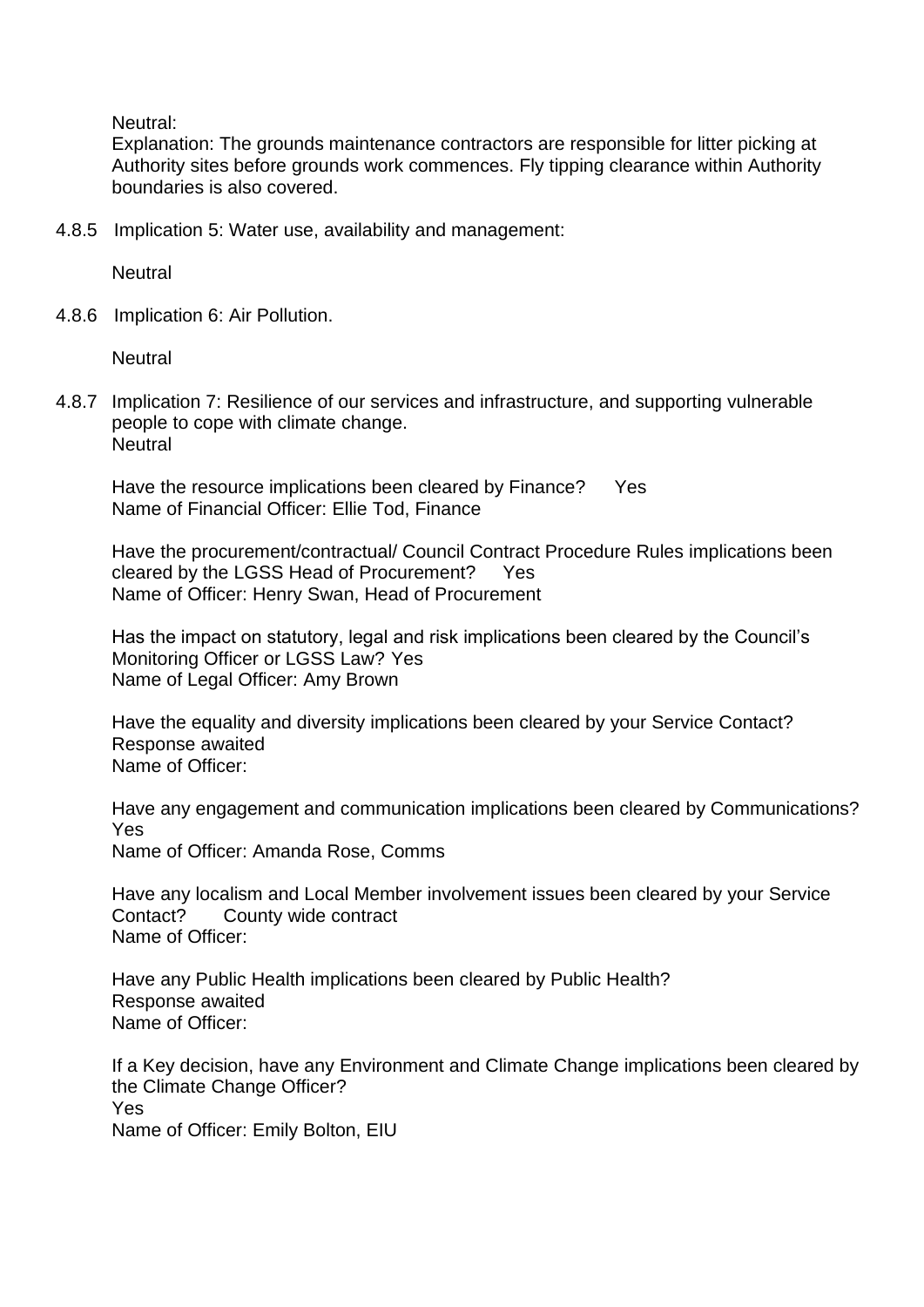Neutral:

Explanation: The grounds maintenance contractors are responsible for litter picking at Authority sites before grounds work commences. Fly tipping clearance within Authority boundaries is also covered.

4.8.5 Implication 5: Water use, availability and management:

Neutral

4.8.6 Implication 6: Air Pollution.

Neutral

4.8.7 Implication 7: Resilience of our services and infrastructure, and supporting vulnerable people to cope with climate change.
Neutral

Have the resource implications been cleared by Finance? Yes
Name of Financial Officer: Ellie Tod, Finance

Have the procurement/contractual/ Council Contract Procedure Rules implications been cleared by the LGSS Head of Procurement? Yes
Name of Officer: Henry Swan, Head of Procurement

Has the impact on statutory, legal and risk implications been cleared by the Council's Monitoring Officer or LGSS Law? Yes
Name of Legal Officer: Amy Brown

Have the equality and diversity implications been cleared by your Service Contact?
Response awaited
Name of Officer:

Have any engagement and communication implications been cleared by Communications?
Yes
Name of Officer: Amanda Rose, Comms

Have any localism and Local Member involvement issues been cleared by your Service Contact? County wide contract
Name of Officer:

Have any Public Health implications been cleared by Public Health?
Response awaited
Name of Officer:

If a Key decision, have any Environment and Climate Change implications been cleared by the Climate Change Officer?
Yes
Name of Officer: Emily Bolton, EIU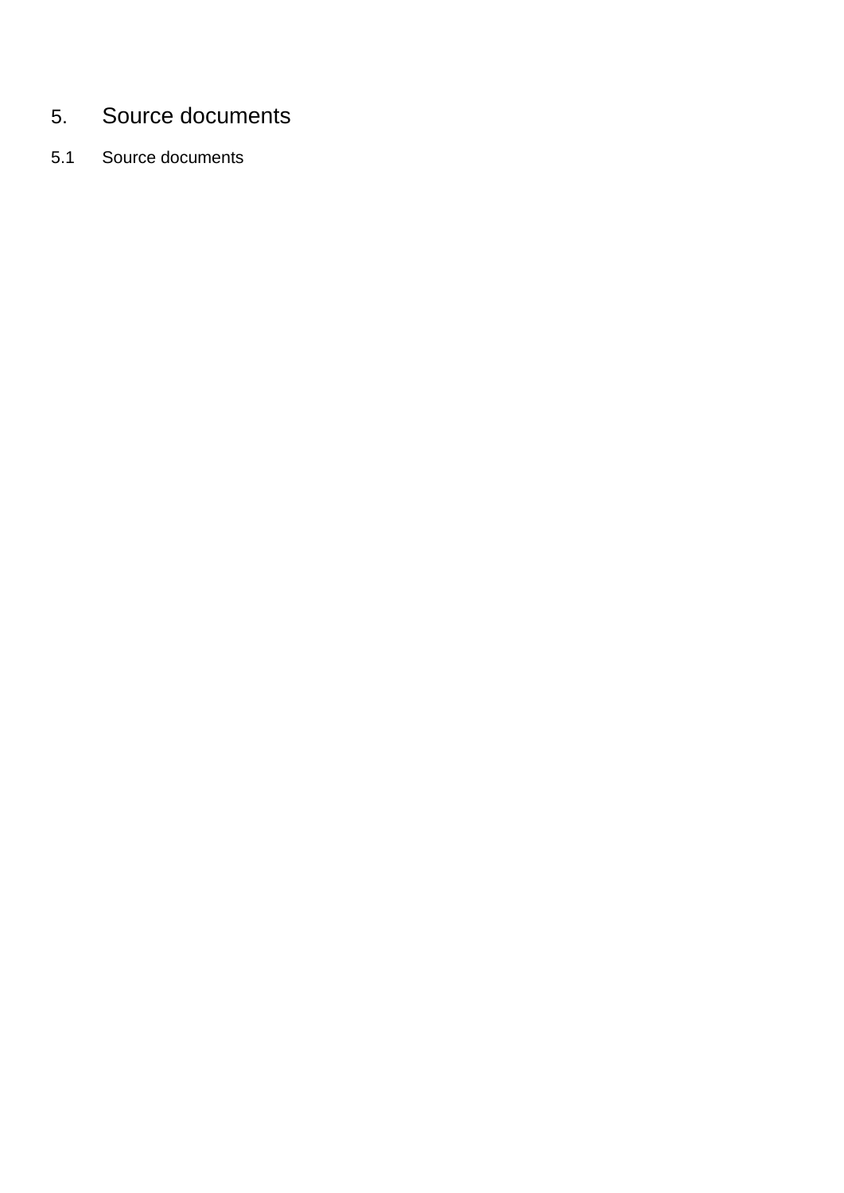# 5. Source documents

## 5.1 Source documents